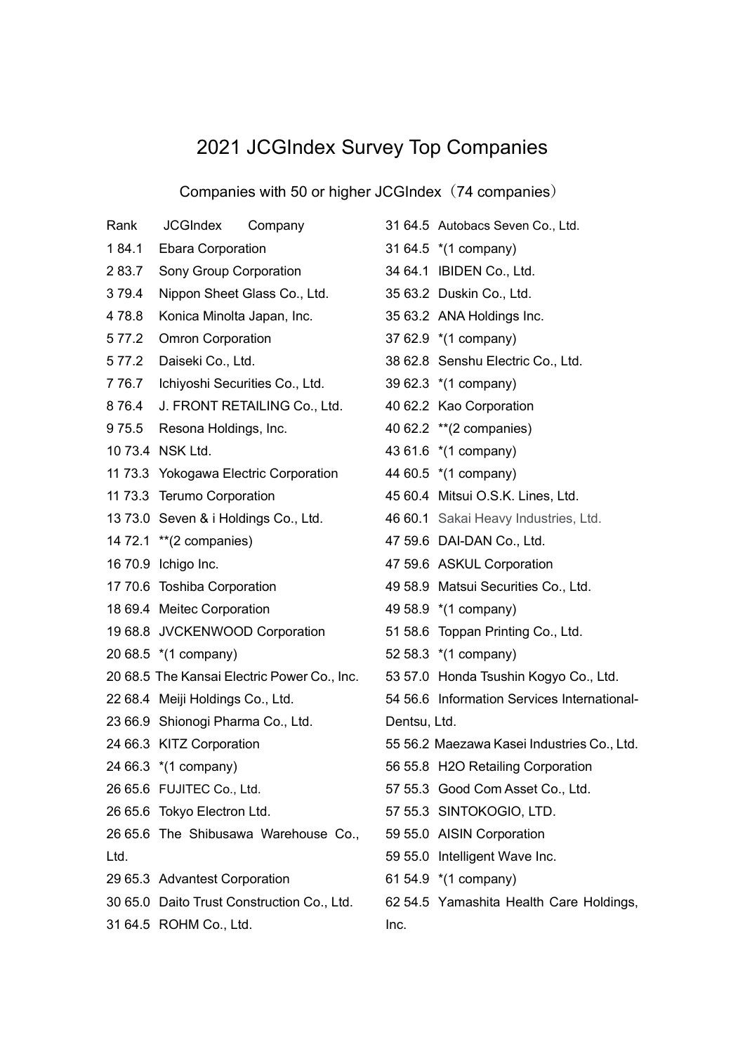# 2021 JCGIndex Survey Top Companies

Companies with 50 or higher JCGIndex（74 companies）

| Rank | JCGIndex | Company |
|---|---|---|
| 1 | 84.1 | Ebara Corporation |
| 2 | 83.7 | Sony Group Corporation |
| 3 | 79.4 | Nippon Sheet Glass Co., Ltd. |
| 4 | 78.8 | Konica Minolta Japan, Inc. |
| 5 | 77.2 | Omron Corporation |
| 5 | 77.2 | Daiseki Co., Ltd. |
| 7 | 76.7 | Ichiyoshi Securities Co., Ltd. |
| 8 | 76.4 | J. FRONT RETAILING Co., Ltd. |
| 9 | 75.5 | Resona Holdings, Inc. |
| 10 | 73.4 | NSK Ltd. |
| 11 | 73.3 | Yokogawa Electric Corporation |
| 11 | 73.3 | Terumo Corporation |
| 13 | 73.0 | Seven & i Holdings Co., Ltd. |
| 14 | 72.1 | **(2 companies) |
| 16 | 70.9 | Ichigo Inc. |
| 17 | 70.6 | Toshiba Corporation |
| 18 | 69.4 | Meitec Corporation |
| 19 | 68.8 | JVCKENWOOD Corporation |
| 20 | 68.5 | *(1 company) |
| 20 | 68.5 | The Kansai Electric Power Co., Inc. |
| 22 | 68.4 | Meiji Holdings Co., Ltd. |
| 23 | 66.9 | Shionogi Pharma Co., Ltd. |
| 24 | 66.3 | KITZ Corporation |
| 24 | 66.3 | *(1 company) |
| 26 | 65.6 | FUJITEC Co., Ltd. |
| 26 | 65.6 | Tokyo Electron Ltd. |
| 26 | 65.6 | The Shibusawa Warehouse Co., Ltd. |
| 29 | 65.3 | Advantest Corporation |
| 30 | 65.0 | Daito Trust Construction Co., Ltd. |
| 31 | 64.5 | ROHM Co., Ltd. |
| 31 | 64.5 | Autobacs Seven Co., Ltd. |
| 31 | 64.5 | *(1 company) |
| 34 | 64.1 | IBIDEN Co., Ltd. |
| 35 | 63.2 | Duskin Co., Ltd. |
| 35 | 63.2 | ANA Holdings Inc. |
| 37 | 62.9 | *(1 company) |
| 38 | 62.8 | Senshu Electric Co., Ltd. |
| 39 | 62.3 | *(1 company) |
| 40 | 62.2 | Kao Corporation |
| 40 | 62.2 | **(2 companies) |
| 43 | 61.6 | *(1 company) |
| 44 | 60.5 | *(1 company) |
| 45 | 60.4 | Mitsui O.S.K. Lines, Ltd. |
| 46 | 60.1 | Sakai Heavy Industries, Ltd. |
| 47 | 59.6 | DAI-DAN Co., Ltd. |
| 47 | 59.6 | ASKUL Corporation |
| 49 | 58.9 | Matsui Securities Co., Ltd. |
| 49 | 58.9 | *(1 company) |
| 51 | 58.6 | Toppan Printing Co., Ltd. |
| 52 | 58.3 | *(1 company) |
| 53 | 57.0 | Honda Tsushin Kogyo Co., Ltd. |
| 54 | 56.6 | Information Services International-Dentsu, Ltd. |
| 55 | 56.2 | Maezawa Kasei Industries Co., Ltd. |
| 56 | 55.8 | H2O Retailing Corporation |
| 57 | 55.3 | Good Com Asset Co., Ltd. |
| 57 | 55.3 | SINTOKOGIO, LTD. |
| 59 | 55.0 | AISIN Corporation |
| 59 | 55.0 | Intelligent Wave Inc. |
| 61 | 54.9 | *(1 company) |
| 62 | 54.5 | Yamashita Health Care Holdings, Inc. |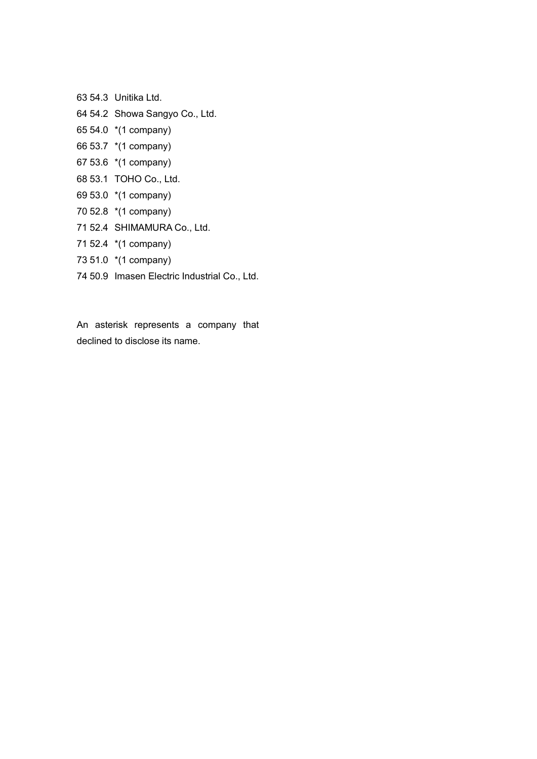63 54.3 Unitika Ltd.

64 54.2 Showa Sangyo Co., Ltd.

65 54.0 *(1 company)

66 53.7 *(1 company)

67 53.6 *(1 company)

68 53.1 TOHO Co., Ltd.

69 53.0 *(1 company)

70 52.8 *(1 company)

71 52.4 SHIMAMURA Co., Ltd.

71 52.4 *(1 company)

73 51.0 *(1 company)

74 50.9 Imasen Electric Industrial Co., Ltd.

An asterisk represents a company that declined to disclose its name.